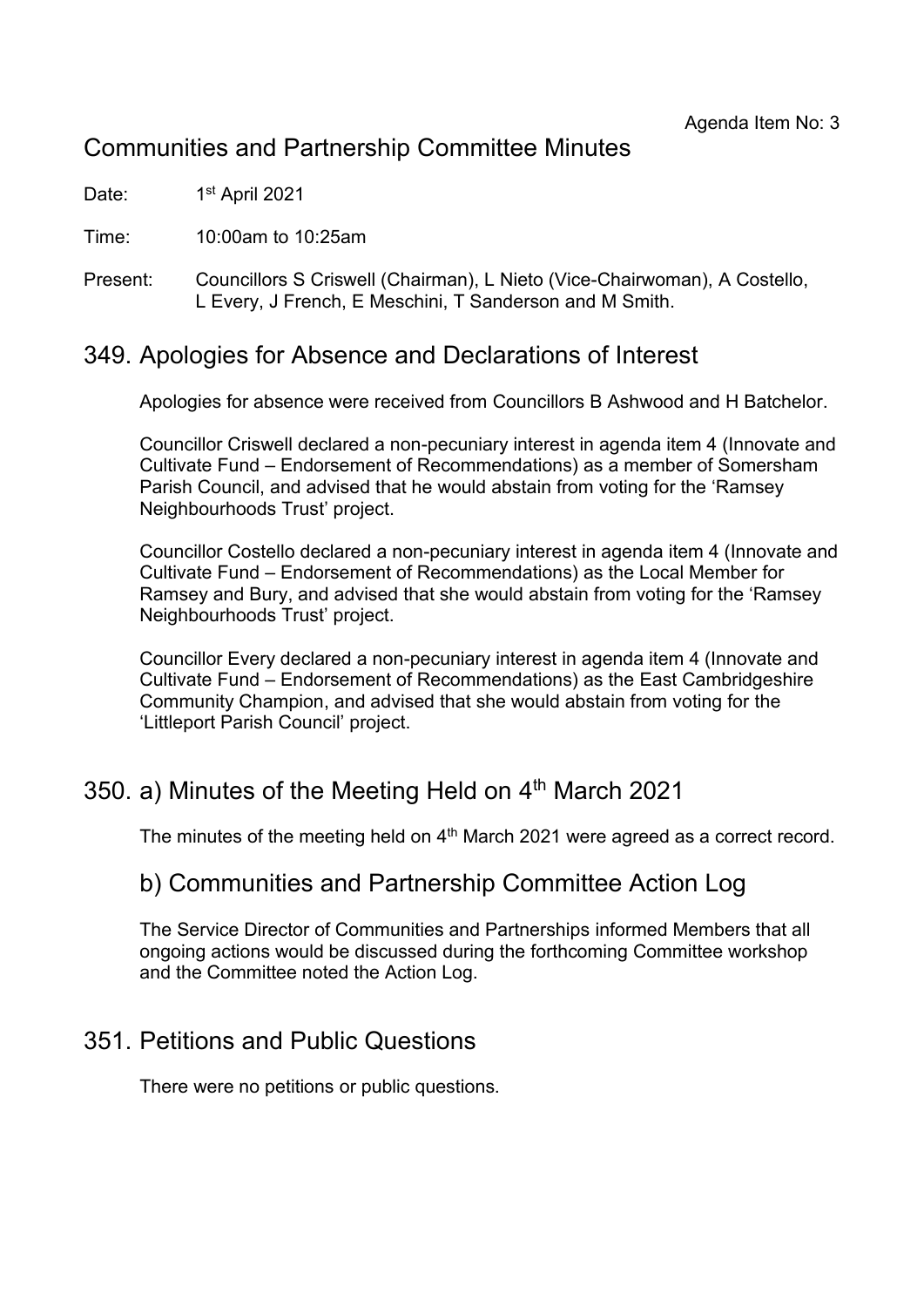Agenda Item No: 3

# Communities and Partnership Committee Minutes

Date: 1st April 2021

Time: 10:00am to 10:25am

Present: Councillors S Criswell (Chairman), L Nieto (Vice-Chairwoman), A Costello, L Every, J French, E Meschini, T Sanderson and M Smith.

## 349. Apologies for Absence and Declarations of Interest

Apologies for absence were received from Councillors B Ashwood and H Batchelor.

Councillor Criswell declared a non-pecuniary interest in agenda item 4 (Innovate and Cultivate Fund – Endorsement of Recommendations) as a member of Somersham Parish Council, and advised that he would abstain from voting for the 'Ramsey Neighbourhoods Trust' project.

Councillor Costello declared a non-pecuniary interest in agenda item 4 (Innovate and Cultivate Fund – Endorsement of Recommendations) as the Local Member for Ramsey and Bury, and advised that she would abstain from voting for the 'Ramsey Neighbourhoods Trust' project.

Councillor Every declared a non-pecuniary interest in agenda item 4 (Innovate and Cultivate Fund – Endorsement of Recommendations) as the East Cambridgeshire Community Champion, and advised that she would abstain from voting for the 'Littleport Parish Council' project.

## 350. a) Minutes of the Meeting Held on 4th March 2021

The minutes of the meeting held on 4th March 2021 were agreed as a correct record.

## b) Communities and Partnership Committee Action Log

The Service Director of Communities and Partnerships informed Members that all ongoing actions would be discussed during the forthcoming Committee workshop and the Committee noted the Action Log.

## 351. Petitions and Public Questions

There were no petitions or public questions.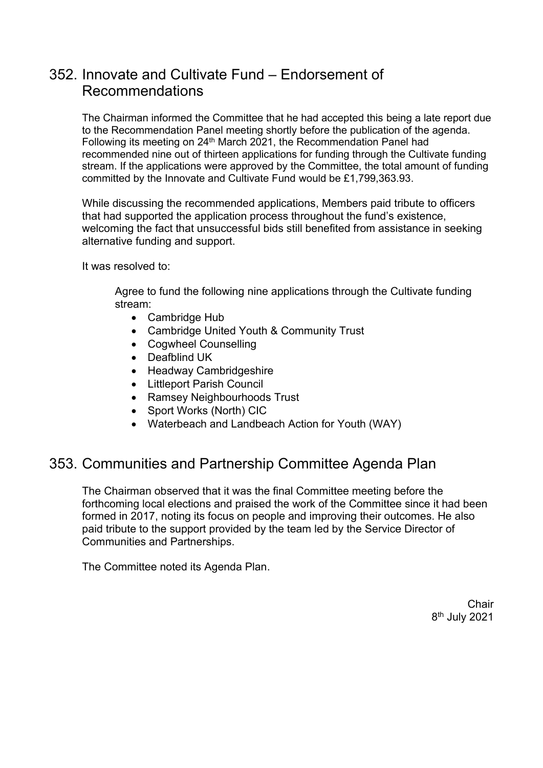## 352. Innovate and Cultivate Fund – Endorsement of Recommendations

The Chairman informed the Committee that he had accepted this being a late report due to the Recommendation Panel meeting shortly before the publication of the agenda. Following its meeting on 24th March 2021, the Recommendation Panel had recommended nine out of thirteen applications for funding through the Cultivate funding stream. If the applications were approved by the Committee, the total amount of funding committed by the Innovate and Cultivate Fund would be £1,799,363.93.

While discussing the recommended applications, Members paid tribute to officers that had supported the application process throughout the fund's existence, welcoming the fact that unsuccessful bids still benefited from assistance in seeking alternative funding and support.

It was resolved to:

> Agree to fund the following nine applications through the Cultivate funding stream:
>
> - Cambridge Hub
> - Cambridge United Youth & Community Trust
> - Cogwheel Counselling
> - Deafblind UK
> - Headway Cambridgeshire
> - Littleport Parish Council
> - Ramsey Neighbourhoods Trust
> - Sport Works (North) CIC
> - Waterbeach and Landbeach Action for Youth (WAY)

## 353. Communities and Partnership Committee Agenda Plan

The Chairman observed that it was the final Committee meeting before the forthcoming local elections and praised the work of the Committee since it had been formed in 2017, noting its focus on people and improving their outcomes. He also paid tribute to the support provided by the team led by the Service Director of Communities and Partnerships.

The Committee noted its Agenda Plan.

Chair
8th July 2021